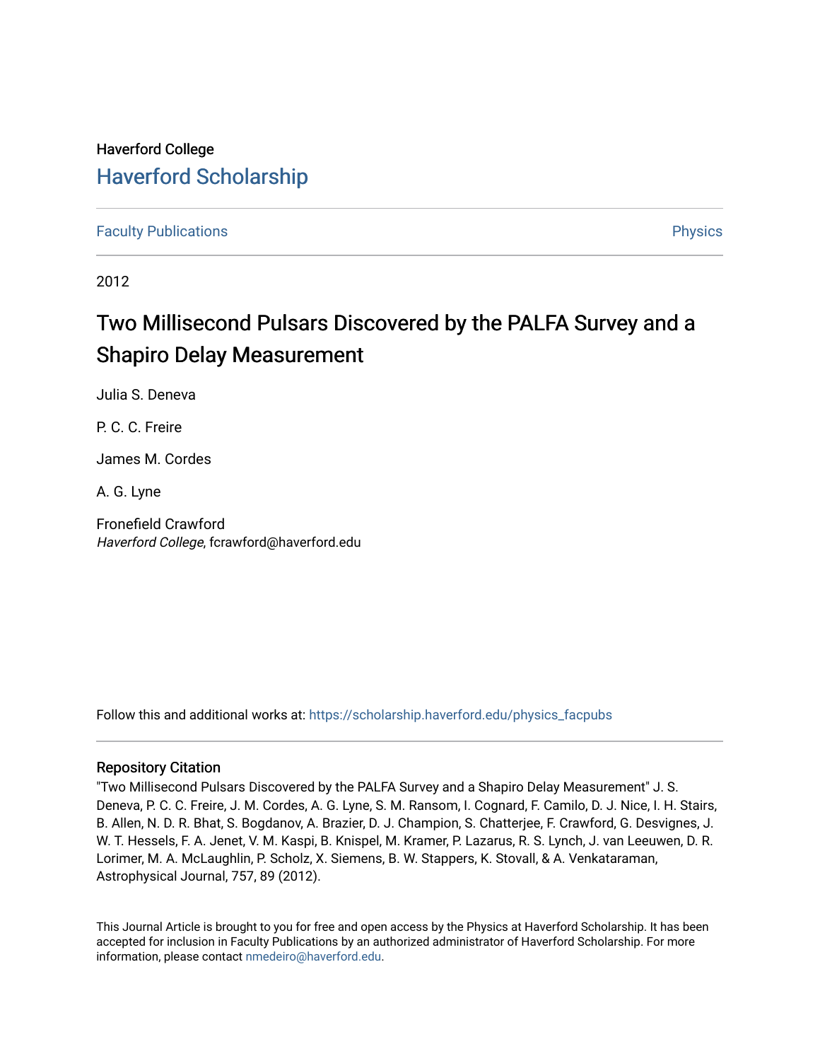Haverford College

# Haverford Scholarship

Faculty Publications

Physics

2012

# Two Millisecond Pulsars Discovered by the PALFA Survey and a Shapiro Delay Measurement

Julia S. Deneva

P. C. C. Freire

James M. Cordes

A. G. Lyne

Fronefield Crawford
*Haverford College*, fcrawford@haverford.edu

Follow this and additional works at: https://scholarship.haverford.edu/physics_facpubs

## Repository Citation

"Two Millisecond Pulsars Discovered by the PALFA Survey and a Shapiro Delay Measurement" J. S. Deneva, P. C. C. Freire, J. M. Cordes, A. G. Lyne, S. M. Ransom, I. Cognard, F. Camilo, D. J. Nice, I. H. Stairs, B. Allen, N. D. R. Bhat, S. Bogdanov, A. Brazier, D. J. Champion, S. Chatterjee, F. Crawford, G. Desvignes, J. W. T. Hessels, F. A. Jenet, V. M. Kaspi, B. Knispel, M. Kramer, P. Lazarus, R. S. Lynch, J. van Leeuwen, D. R. Lorimer, M. A. McLaughlin, P. Scholz, X. Siemens, B. W. Stappers, K. Stovall, & A. Venkataraman, Astrophysical Journal, 757, 89 (2012).

This Journal Article is brought to you for free and open access by the Physics at Haverford Scholarship. It has been accepted for inclusion in Faculty Publications by an authorized administrator of Haverford Scholarship. For more information, please contact nmedeiro@haverford.edu.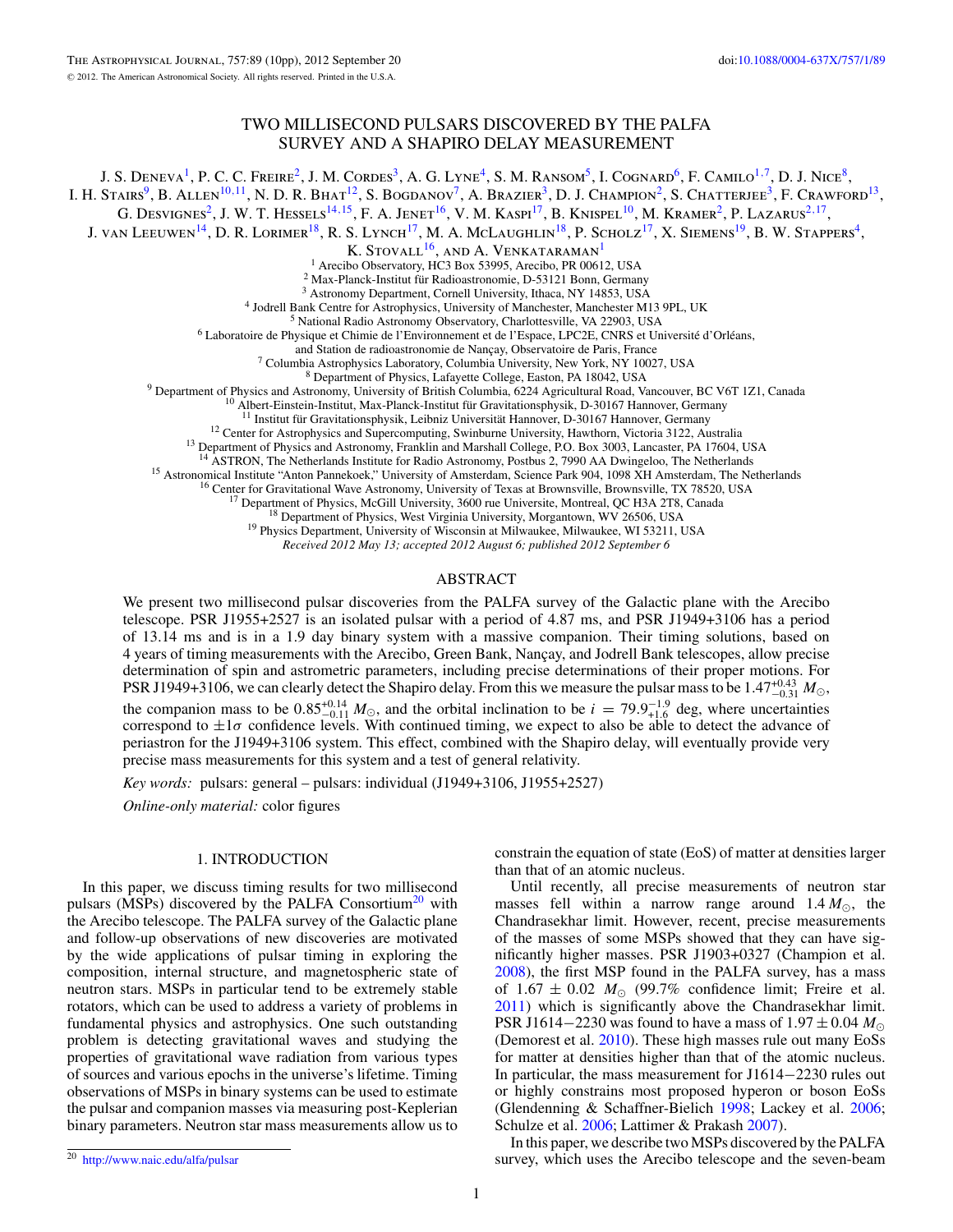# TWO MILLISECOND PULSARS DISCOVERED BY THE PALFA SURVEY AND A SHAPIRO DELAY MEASUREMENT

J. S. Deneva[1], P. C. C. Freire[2], J. M. Cordes[3], A. G. Lyne[4], S. M. Ransom[5], I. Cognard[6], F. Camilo[1,7], D. J. Nice[8], I. H. Stairs[9], B. Allen[10,11], N. D. R. Bhat[12], S. Bogdanov[7], A. Brazier[3], D. J. Champion[2], S. Chatterjee[3], F. Crawford[13], G. Desvignes[2], J. W. T. Hessels[14,15], F. A. Jenet[16], V. M. Kaspi[17], B. Knispel[10], M. Kramer[2], P. Lazarus[2,17], J. van Leeuwen[14], D. R. Lorimer[18], R. S. Lynch[17], M. A. McLaughlin[18], P. Scholz[17], X. Siemens[19], B. W. Stappers[4], K. Stovall[16], and A. Venkataraman[1]

[1] Arecibo Observatory, HC3 Box 53995, Arecibo, PR 00612, USA
[2] Max-Planck-Institut für Radioastronomie, D-53121 Bonn, Germany
[3] Astronomy Department, Cornell University, Ithaca, NY 14853, USA
[4] Jodrell Bank Centre for Astrophysics, University of Manchester, Manchester M13 9PL, UK
[5] National Radio Astronomy Observatory, Charlottesville, VA 22903, USA
[6] Laboratoire de Physique et Chimie de l'Environnement et de l'Espace, LPC2E, CNRS et Université d'Orléans, and Station de radioastronomie de Nançay, Observatoire de Paris, France
[7] Columbia Astrophysics Laboratory, Columbia University, New York, NY 10027, USA
[8] Department of Physics, Lafayette College, Easton, PA 18042, USA
[9] Department of Physics and Astronomy, University of British Columbia, 6224 Agricultural Road, Vancouver, BC V6T 1Z1, Canada
[10] Albert-Einstein-Institut, Max-Planck-Institut für Gravitationsphysik, D-30167 Hannover, Germany
[11] Institut für Gravitationsphysik, Leibniz Universität Hannover, D-30167 Hannover, Germany
[12] Center for Astrophysics and Supercomputing, Swinburne University, Hawthorn, Victoria 3122, Australia
[13] Department of Physics and Astronomy, Franklin and Marshall College, P.O. Box 3003, Lancaster, PA 17604, USA
[14] ASTRON, The Netherlands Institute for Radio Astronomy, Postbus 2, 7990 AA Dwingeloo, The Netherlands
[15] Astronomical Institute "Anton Pannekoek," University of Amsterdam, Science Park 904, 1098 XH Amsterdam, The Netherlands
[16] Center for Gravitational Wave Astronomy, University of Texas at Brownsville, Brownsville, TX 78520, USA
[17] Department of Physics, McGill University, 3600 rue Universite, Montreal, QC H3A 2T8, Canada
[18] Department of Physics, West Virginia University, Morgantown, WV 26506, USA
[19] Physics Department, University of Wisconsin at Milwaukee, Milwaukee, WI 53211, USA

*Received 2012 May 13; accepted 2012 August 6; published 2012 September 6*

## ABSTRACT

We present two millisecond pulsar discoveries from the PALFA survey of the Galactic plane with the Arecibo telescope. PSR J1955+2527 is an isolated pulsar with a period of 4.87 ms, and PSR J1949+3106 has a period of 13.14 ms and is in a 1.9 day binary system with a massive companion. Their timing solutions, based on 4 years of timing measurements with the Arecibo, Green Bank, Nançay, and Jodrell Bank telescopes, allow precise determination of spin and astrometric parameters, including precise determinations of their proper motions. For PSR J1949+3106, we can clearly detect the Shapiro delay. From this we measure the pulsar mass to be $1.47^{+0.43}_{-0.31}\ M_\odot$, the companion mass to be $0.85^{+0.14}_{-0.11}\ M_\odot$, and the orbital inclination to be $i = 79.9^{-1.9}_{+1.6}$ deg, where uncertainties correspond to $\pm 1\sigma$ confidence levels. With continued timing, we expect to also be able to detect the advance of periastron for the J1949+3106 system. This effect, combined with the Shapiro delay, will eventually provide very precise mass measurements for this system and a test of general relativity.

*Key words:* pulsars: general – pulsars: individual (J1949+3106, J1955+2527)

*Online-only material:* color figures

## 1. INTRODUCTION

In this paper, we discuss timing results for two millisecond pulsars (MSPs) discovered by the PALFA Consortium[20] with the Arecibo telescope. The PALFA survey of the Galactic plane and follow-up observations of new discoveries are motivated by the wide applications of pulsar timing in exploring the composition, internal structure, and magnetospheric state of neutron stars. MSPs in particular tend to be extremely stable rotators, which can be used to address a variety of problems in fundamental physics and astrophysics. One such outstanding problem is detecting gravitational waves and studying the properties of gravitational wave radiation from various types of sources and various epochs in the universe's lifetime. Timing observations of MSPs in binary systems can be used to estimate the pulsar and companion masses via measuring post-Keplerian binary parameters. Neutron star mass measurements allow us to constrain the equation of state (EoS) of matter at densities larger than that of an atomic nucleus.

Until recently, all precise measurements of neutron star masses fell within a narrow range around $1.4\ M_\odot$, the Chandrasekhar limit. However, recent, precise measurements of the masses of some MSPs showed that they can have significantly higher masses. PSR J1903+0327 (Champion et al. 2008), the first MSP found in the PALFA survey, has a mass of $1.67 \pm 0.02\ M_\odot$ (99.7% confidence limit; Freire et al. 2011) which is significantly above the Chandrasekhar limit. PSR J1614−2230 was found to have a mass of $1.97 \pm 0.04\ M_\odot$ (Demorest et al. 2010). These high masses rule out many EoSs for matter at densities higher than that of the atomic nucleus. In particular, the mass measurement for J1614−2230 rules out or highly constrains most proposed hyperon or boson EoSs (Glendenning & Schaffner-Bielich 1998; Lackey et al. 2006; Schulze et al. 2006; Lattimer & Prakash 2007).

In this paper, we describe two MSPs discovered by the PALFA survey, which uses the Arecibo telescope and the seven-beam

[20] http://www.naic.edu/alfa/pulsar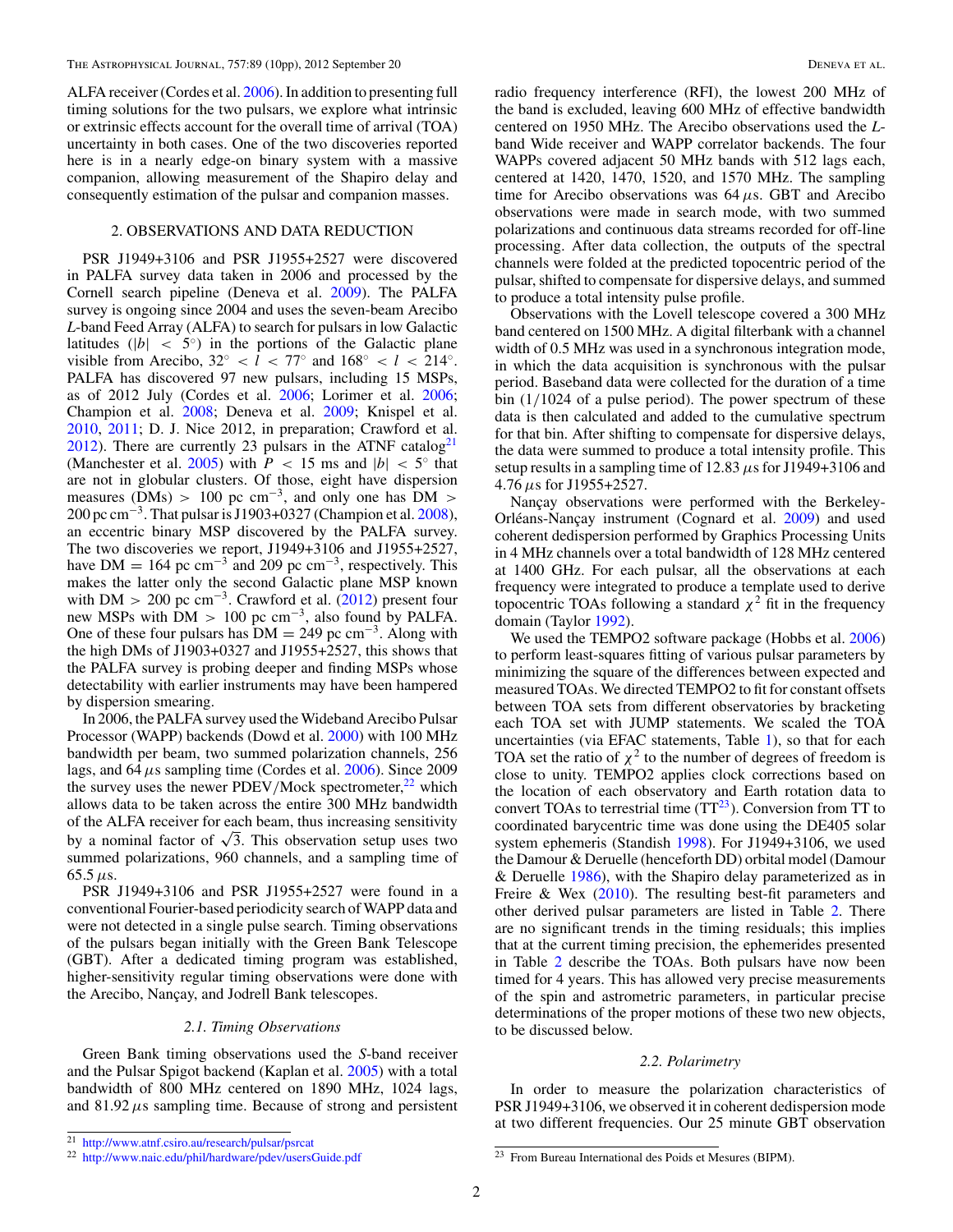ALFA receiver (Cordes et al. 2006). In addition to presenting full timing solutions for the two pulsars, we explore what intrinsic or extrinsic effects account for the overall time of arrival (TOA) uncertainty in both cases. One of the two discoveries reported here is in a nearly edge-on binary system with a massive companion, allowing measurement of the Shapiro delay and consequently estimation of the pulsar and companion masses.

## 2. OBSERVATIONS AND DATA REDUCTION

PSR J1949+3106 and PSR J1955+2527 were discovered in PALFA survey data taken in 2006 and processed by the Cornell search pipeline (Deneva et al. 2009). The PALFA survey is ongoing since 2004 and uses the seven-beam Arecibo *L*-band Feed Array (ALFA) to search for pulsars in low Galactic latitudes ($|b| < 5^{\circ}$) in the portions of the Galactic plane visible from Arecibo, $32^{\circ} < l < 77^{\circ}$ and $168^{\circ} < l < 214^{\circ}$. PALFA has discovered 97 new pulsars, including 15 MSPs, as of 2012 July (Cordes et al. 2006; Lorimer et al. 2006; Champion et al. 2008; Deneva et al. 2009; Knispel et al. 2010, 2011; D. J. Nice 2012, in preparation; Crawford et al. 2012). There are currently 23 pulsars in the ATNF catalog[21] (Manchester et al. 2005) with $P < 15$ ms and $|b| < 5^{\circ}$ that are not in globular clusters. Of those, eight have dispersion measures (DMs) $> 100$ pc cm$^{-3}$, and only one has DM $>$ 200 pc cm$^{-3}$. That pulsar is J1903+0327 (Champion et al. 2008), an eccentric binary MSP discovered by the PALFA survey. The two discoveries we report, J1949+3106 and J1955+2527, have DM $= 164$ pc cm$^{-3}$ and 209 pc cm$^{-3}$, respectively. This makes the latter only the second Galactic plane MSP known with DM $> 200$ pc cm$^{-3}$. Crawford et al. (2012) present four new MSPs with DM $> 100$ pc cm$^{-3}$, also found by PALFA. One of these four pulsars has DM $= 249$ pc cm$^{-3}$. Along with the high DMs of J1903+0327 and J1955+2527, this shows that the PALFA survey is probing deeper and finding MSPs whose detectability with earlier instruments may have been hampered by dispersion smearing.

In 2006, the PALFA survey used the Wideband Arecibo Pulsar Processor (WAPP) backends (Dowd et al. 2000) with 100 MHz bandwidth per beam, two summed polarization channels, 256 lags, and 64 $\mu$s sampling time (Cordes et al. 2006). Since 2009 the survey uses the newer PDEV/Mock spectrometer,[22] which allows data to be taken across the entire 300 MHz bandwidth of the ALFA receiver for each beam, thus increasing sensitivity by a nominal factor of $\sqrt{3}$. This observation setup uses two summed polarizations, 960 channels, and a sampling time of 65.5 $\mu$s.

PSR J1949+3106 and PSR J1955+2527 were found in a conventional Fourier-based periodicity search of WAPP data and were not detected in a single pulse search. Timing observations of the pulsars began initially with the Green Bank Telescope (GBT). After a dedicated timing program was established, higher-sensitivity regular timing observations were done with the Arecibo, Nançay, and Jodrell Bank telescopes.

### 2.1. Timing Observations

Green Bank timing observations used the *S*-band receiver and the Pulsar Spigot backend (Kaplan et al. 2005) with a total bandwidth of 800 MHz centered on 1890 MHz, 1024 lags, and 81.92 $\mu$s sampling time. Because of strong and persistent radio frequency interference (RFI), the lowest 200 MHz of the band is excluded, leaving 600 MHz of effective bandwidth centered on 1950 MHz. The Arecibo observations used the *L*-band Wide receiver and WAPP correlator backends. The four WAPPs covered adjacent 50 MHz bands with 512 lags each, centered at 1420, 1470, 1520, and 1570 MHz. The sampling time for Arecibo observations was 64 $\mu$s. GBT and Arecibo observations were made in search mode, with two summed polarizations and continuous data streams recorded for off-line processing. After data collection, the outputs of the spectral channels were folded at the predicted topocentric period of the pulsar, shifted to compensate for dispersive delays, and summed to produce a total intensity pulse profile.

Observations with the Lovell telescope covered a 300 MHz band centered on 1500 MHz. A digital filterbank with a channel width of 0.5 MHz was used in a synchronous integration mode, in which the data acquisition is synchronous with the pulsar period. Baseband data were collected for the duration of a time bin (1/1024 of a pulse period). The power spectrum of these data is then calculated and added to the cumulative spectrum for that bin. After shifting to compensate for dispersive delays, the data were summed to produce a total intensity profile. This setup results in a sampling time of 12.83 $\mu$s for J1949+3106 and 4.76 $\mu$s for J1955+2527.

Nançay observations were performed with the Berkeley-Orléans-Nançay instrument (Cognard et al. 2009) and used coherent dedispersion performed by Graphics Processing Units in 4 MHz channels over a total bandwidth of 128 MHz centered at 1400 GHz. For each pulsar, all the observations at each frequency were integrated to produce a template used to derive topocentric TOAs following a standard $\chi^2$ fit in the frequency domain (Taylor 1992).

We used the TEMPO2 software package (Hobbs et al. 2006) to perform least-squares fitting of various pulsar parameters by minimizing the square of the differences between expected and measured TOAs. We directed TEMPO2 to fit for constant offsets between TOA sets from different observatories by bracketing each TOA set with JUMP statements. We scaled the TOA uncertainties (via EFAC statements, Table 1), so that for each TOA set the ratio of $\chi^2$ to the number of degrees of freedom is close to unity. TEMPO2 applies clock corrections based on the location of each observatory and Earth rotation data to convert TOAs to terrestrial time (TT[23]). Conversion from TT to coordinated barycentric time was done using the DE405 solar system ephemeris (Standish 1998). For J1949+3106, we used the Damour & Deruelle (henceforth DD) orbital model (Damour & Deruelle 1986), with the Shapiro delay parameterized as in Freire & Wex (2010). The resulting best-fit parameters and other derived pulsar parameters are listed in Table 2. There are no significant trends in the timing residuals; this implies that at the current timing precision, the ephemerides presented in Table 2 describe the TOAs. Both pulsars have now been timed for 4 years. This has allowed very precise measurements of the spin and astrometric parameters, in particular precise determinations of the proper motions of these two new objects, to be discussed below.

### 2.2. Polarimetry

In order to measure the polarization characteristics of PSR J1949+3106, we observed it in coherent dedispersion mode at two different frequencies. Our 25 minute GBT observation

[21] http://www.atnf.csiro.au/research/pulsar/psrcat

[22] http://www.naic.edu/phil/hardware/pdev/usersGuide.pdf

[23] From Bureau International des Poids et Mesures (BIPM).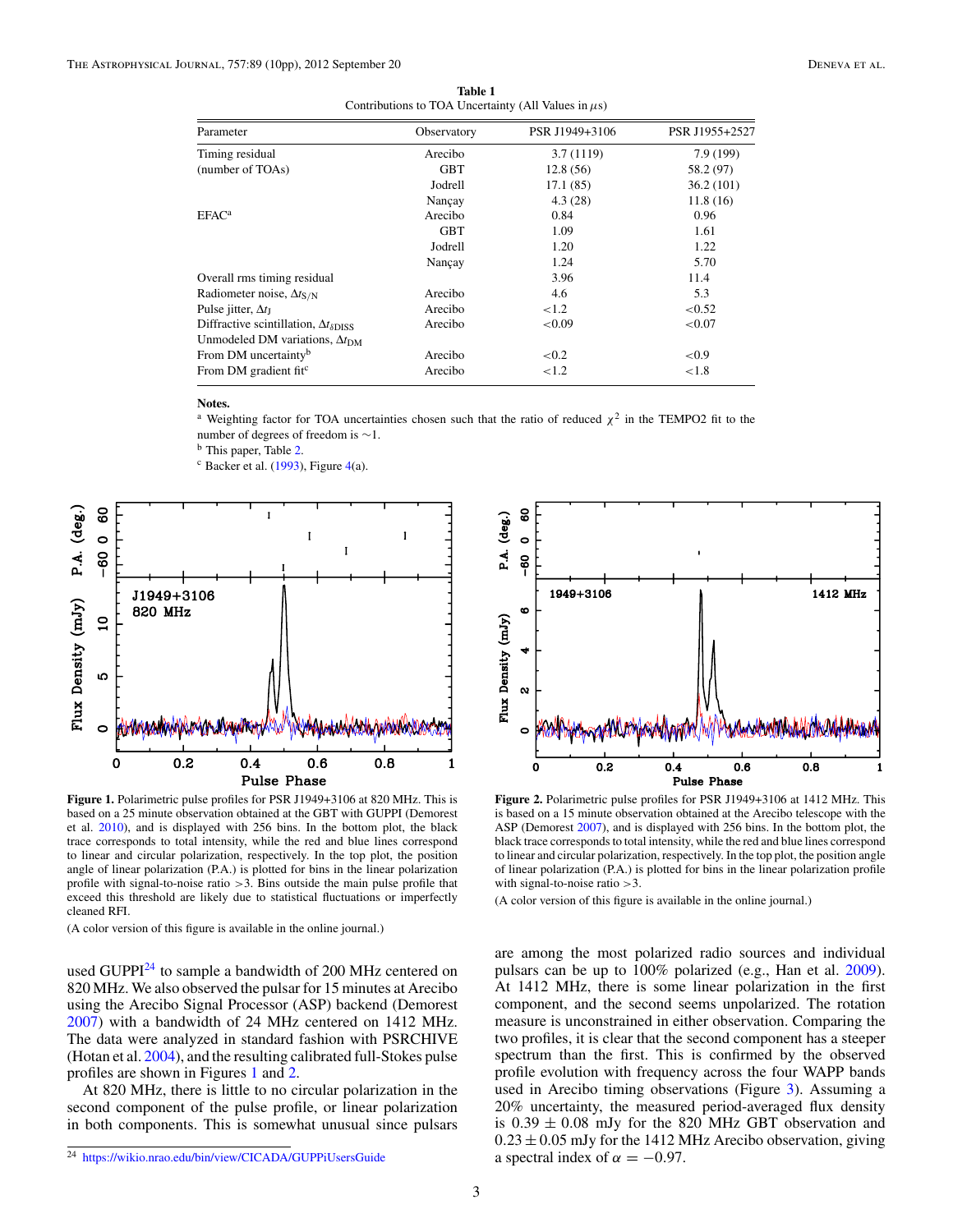**Table 1**
Contributions to TOA Uncertainty (All Values in $\mu$s)

| Parameter | Observatory | PSR J1949+3106 | PSR J1955+2527 |
|---|---|---|---|
| Timing residual | Arecibo | 3.7 (1119) | 7.9 (199) |
| (number of TOAs) | GBT | 12.8 (56) | 58.2 (97) |
| | Jodrell | 17.1 (85) | 36.2 (101) |
| | Nançay | 4.3 (28) | 11.8 (16) |
| EFAC[a] | Arecibo | 0.84 | 0.96 |
| | GBT | 1.09 | 1.61 |
| | Jodrell | 1.20 | 1.22 |
| | Nançay | 1.24 | 5.70 |
| Overall rms timing residual | | 3.96 | 11.4 |
| Radiometer noise, $\Delta t_{S/N}$ | Arecibo | 4.6 | 5.3 |
| Pulse jitter, $\Delta t_J$ | Arecibo | <1.2 | <0.52 |
| Diffractive scintillation, $\Delta t_{\delta \mathrm{DISS}}$ | Arecibo | <0.09 | <0.07 |
| Unmodeled DM variations, $\Delta t_{\mathrm{DM}}$ | | | |
| From DM uncertainty[b] | Arecibo | <0.2 | <0.9 |
| From DM gradient fit[c] | Arecibo | <1.2 | <1.8 |

**Notes.**
[a] Weighting factor for TOA uncertainties chosen such that the ratio of reduced $\chi^2$ in the TEMPO2 fit to the number of degrees of freedom is ~1.
[b] This paper, Table 2.
[c] Backer et al. (1993), Figure 4(a).

**Figure 1.** Polarimetric pulse profiles for PSR J1949+3106 at 820 MHz. This is based on a 25 minute observation obtained at the GBT with GUPPI (Demorest et al. 2010), and is displayed with 256 bins. In the bottom plot, the black trace corresponds to total intensity, while the red and blue lines correspond to linear and circular polarization, respectively. In the top plot, the position angle of linear polarization (P.A.) is plotted for bins in the linear polarization profile with signal-to-noise ratio >3. Bins outside the main pulse profile that exceed this threshold are likely due to statistical fluctuations or imperfectly cleaned RFI.

(A color version of this figure is available in the online journal.)

**Figure 2.** Polarimetric pulse profiles for PSR J1949+3106 at 1412 MHz. This is based on a 15 minute observation obtained at the Arecibo telescope with the ASP (Demorest 2007), and is displayed with 256 bins. In the bottom plot, the black trace corresponds to total intensity, while the red and blue lines correspond to linear and circular polarization, respectively. In the top plot, the position angle of linear polarization (P.A.) is plotted for bins in the linear polarization profile with signal-to-noise ratio >3.

(A color version of this figure is available in the online journal.)

used GUPPI[24] to sample a bandwidth of 200 MHz centered on 820 MHz. We also observed the pulsar for 15 minutes at Arecibo using the Arecibo Signal Processor (ASP) backend (Demorest 2007) with a bandwidth of 24 MHz centered on 1412 MHz. The data were analyzed in standard fashion with PSRCHIVE (Hotan et al. 2004), and the resulting calibrated full-Stokes pulse profiles are shown in Figures 1 and 2.

At 820 MHz, there is little to no circular polarization in the second component of the pulse profile, or linear polarization in both components. This is somewhat unusual since pulsars are among the most polarized radio sources and individual pulsars can be up to 100% polarized (e.g., Han et al. 2009). At 1412 MHz, there is some linear polarization in the first component, and the second seems unpolarized. The rotation measure is unconstrained in either observation. Comparing the two profiles, it is clear that the second component has a steeper spectrum than the first. This is confirmed by the observed profile evolution with frequency across the four WAPP bands used in Arecibo timing observations (Figure 3). Assuming a 20% uncertainty, the measured period-averaged flux density is $0.39 \pm 0.08$ mJy for the 820 MHz GBT observation and $0.23 \pm 0.05$ mJy for the 1412 MHz Arecibo observation, giving a spectral index of $\alpha = -0.97$.

[24] https://wikio.nrao.edu/bin/view/CICADA/GUPPiUsersGuide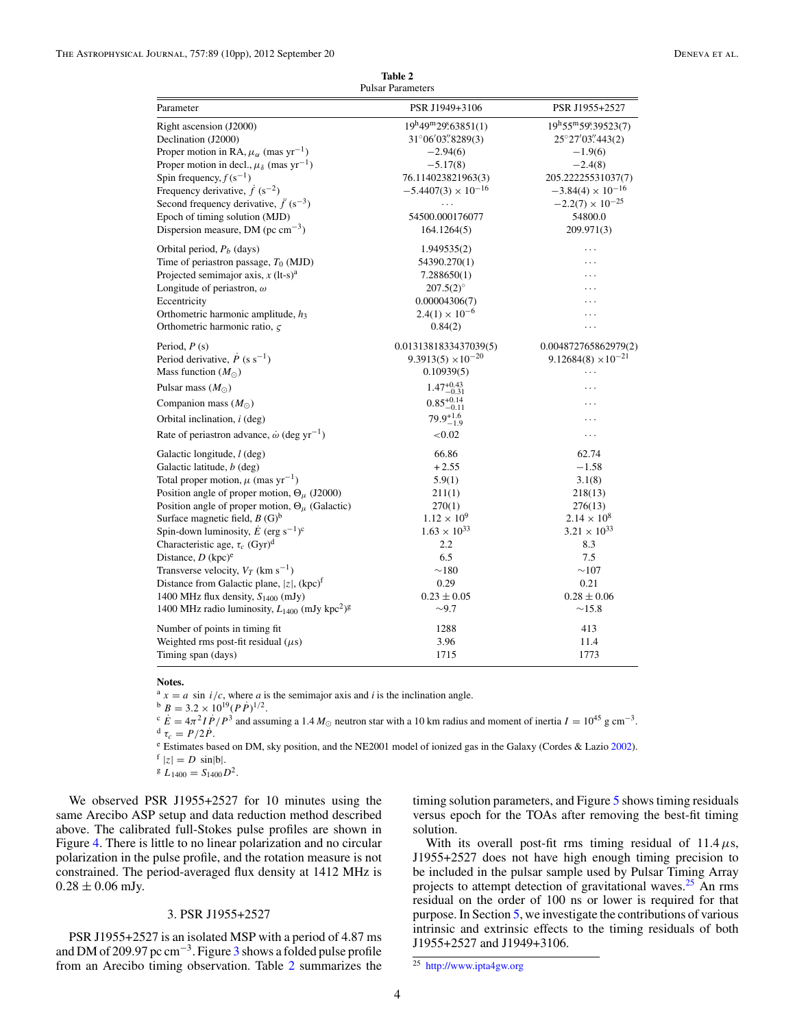**Table 2**
Pulsar Parameters

| Parameter | PSR J1949+3106 | PSR J1955+2527 |
|---|---|---|
| Right ascension (J2000) | $19^{h}49^{m}29\overset{s}{.}63851(1)$ | $19^{h}55^{m}59\overset{s}{.}39523(7)$ |
| Declination (J2000) | $31°06'03\overset{''}{.}8289(3)$ | $25°27'03\overset{''}{.}443(2)$ |
| Proper motion in RA, $\mu_\alpha$ (mas $yr^{-1}$) | −2.94(6) | −1.9(6) |
| Proper motion in decl., $\mu_\delta$ (mas $yr^{-1}$) | −5.17(8) | −2.4(8) |
| Spin frequency, $f$ ($s^{-1}$) | 76.114023821963(3) | 205.22225531037(7) |
| Frequency derivative, $\dot{f}$ ($s^{-2}$) | $-5.4407(3) \times 10^{-16}$ | $-3.84(4) \times 10^{-16}$ |
| Second frequency derivative, $\ddot{f}$ ($s^{-3}$) | ... | $-2.2(7) \times 10^{-25}$ |
| Epoch of timing solution (MJD) | 54500.000176077 | 54800.0 |
| Dispersion measure, DM (pc $cm^{-3}$) | 164.1264(5) | 209.971(3) |
| Orbital period, $P_b$ (days) | 1.949535(2) | ... |
| Time of periastron passage, $T_0$ (MJD) | 54390.270(1) | ... |
| Projected semimajor axis, $x$ (lt-s)[a] | 7.288650(1) | ... |
| Longitude of periastron, $\omega$ | 207.5(2)° | ... |
| Eccentricity | 0.00004306(7) | ... |
| Orthometric harmonic amplitude, $h_3$ | $2.4(1) \times 10^{-6}$ | ... |
| Orthometric harmonic ratio, $\varsigma$ | 0.84(2) | ... |
| Period, $P$ (s) | 0.0131381833437039(5) | 0.004872765862979(2) |
| Period derivative, $\dot{P}$ (s $s^{-1}$) | $9.3913(5) \times 10^{-20}$ | $9.12684(8) \times 10^{-21}$ |
| Mass function ($M_\odot$) | 0.10939(5) | ... |
| Pulsar mass ($M_\odot$) | $1.47^{+0.43}_{-0.31}$ | ... |
| Companion mass ($M_\odot$) | $0.85^{+0.14}_{-0.11}$ | ... |
| Orbital inclination, $i$ (deg) | $79.9^{+1.6}_{-1.9}$ | ... |
| Rate of periastron advance, $\dot{\omega}$ (deg $yr^{-1}$) | <0.02 | ... |
| Galactic longitude, $l$ (deg) | 66.86 | 62.74 |
| Galactic latitude, $b$ (deg) | +2.55 | −1.58 |
| Total proper motion, $\mu$ (mas $yr^{-1}$) | 5.9(1) | 3.1(8) |
| Position angle of proper motion, $\Theta_\mu$ (J2000) | 211(1) | 218(13) |
| Position angle of proper motion, $\Theta_\mu$ (Galactic) | 270(1) | 276(13) |
| Surface magnetic field, $B$ (G)[b] | $1.12 \times 10^{9}$ | $2.14 \times 10^{8}$ |
| Spin-down luminosity, $\dot{E}$ (erg $s^{-1}$)[c] | $1.63 \times 10^{33}$ | $3.21 \times 10^{33}$ |
| Characteristic age, $\tau_c$ (Gyr)[d] | 2.2 | 8.3 |
| Distance, $D$ (kpc)[e] | 6.5 | 7.5 |
| Transverse velocity, $V_T$ (km $s^{-1}$) | ∼180 | ∼107 |
| Distance from Galactic plane, $\|z\|$, (kpc)[f] | 0.29 | 0.21 |
| 1400 MHz flux density, $S_{1400}$ (mJy) | $0.23 \pm 0.05$ | $0.28 \pm 0.06$ |
| 1400 MHz radio luminosity, $L_{1400}$ (mJy $kpc^2$)[g] | ∼9.7 | ∼15.8 |
| Number of points in timing fit | 1288 | 413 |
| Weighted rms post-fit residual ($\mu$s) | 3.96 | 11.4 |
| Timing span (days) | 1715 | 1773 |

**Notes.**
[a] $x = a \sin i/c$, where $a$ is the semimajor axis and $i$ is the inclination angle.
[b] $B = 3.2 \times 10^{19}(P\dot{P})^{1/2}$.
[c] $\dot{E} = 4\pi^2 I \dot{P}/P^3$ and assuming a 1.4 $M_\odot$ neutron star with a 10 km radius and moment of inertia $I = 10^{45}$ g $cm^{-3}$.
[d] $\tau_c = P/2\dot{P}$.
[e] Estimates based on DM, sky position, and the NE2001 model of ionized gas in the Galaxy (Cordes & Lazio 2002).
[f] $|z| = D \sin|b|$.
[g] $L_{1400} = S_{1400}D^2$.

We observed PSR J1955+2527 for 10 minutes using the same Arecibo ASP setup and data reduction method described above. The calibrated full-Stokes pulse profiles are shown in Figure 4. There is little to no linear polarization and no circular polarization in the pulse profile, and the rotation measure is not constrained. The period-averaged flux density at 1412 MHz is $0.28 \pm 0.06$ mJy.

## 3. PSR J1955+2527

PSR J1955+2527 is an isolated MSP with a period of 4.87 ms and DM of 209.97 pc $cm^{-3}$. Figure 3 shows a folded pulse profile from an Arecibo timing observation. Table 2 summarizes the timing solution parameters, and Figure 5 shows timing residuals versus epoch for the TOAs after removing the best-fit timing solution.

With its overall post-fit rms timing residual of 11.4 $\mu$s, J1955+2527 does not have high enough timing precision to be included in the pulsar sample used by Pulsar Timing Array projects to attempt detection of gravitational waves.[25] An rms residual on the order of 100 ns or lower is required for that purpose. In Section 5, we investigate the contributions of various intrinsic and extrinsic effects to the timing residuals of both J1955+2527 and J1949+3106.

[25] http://www.ipta4gw.org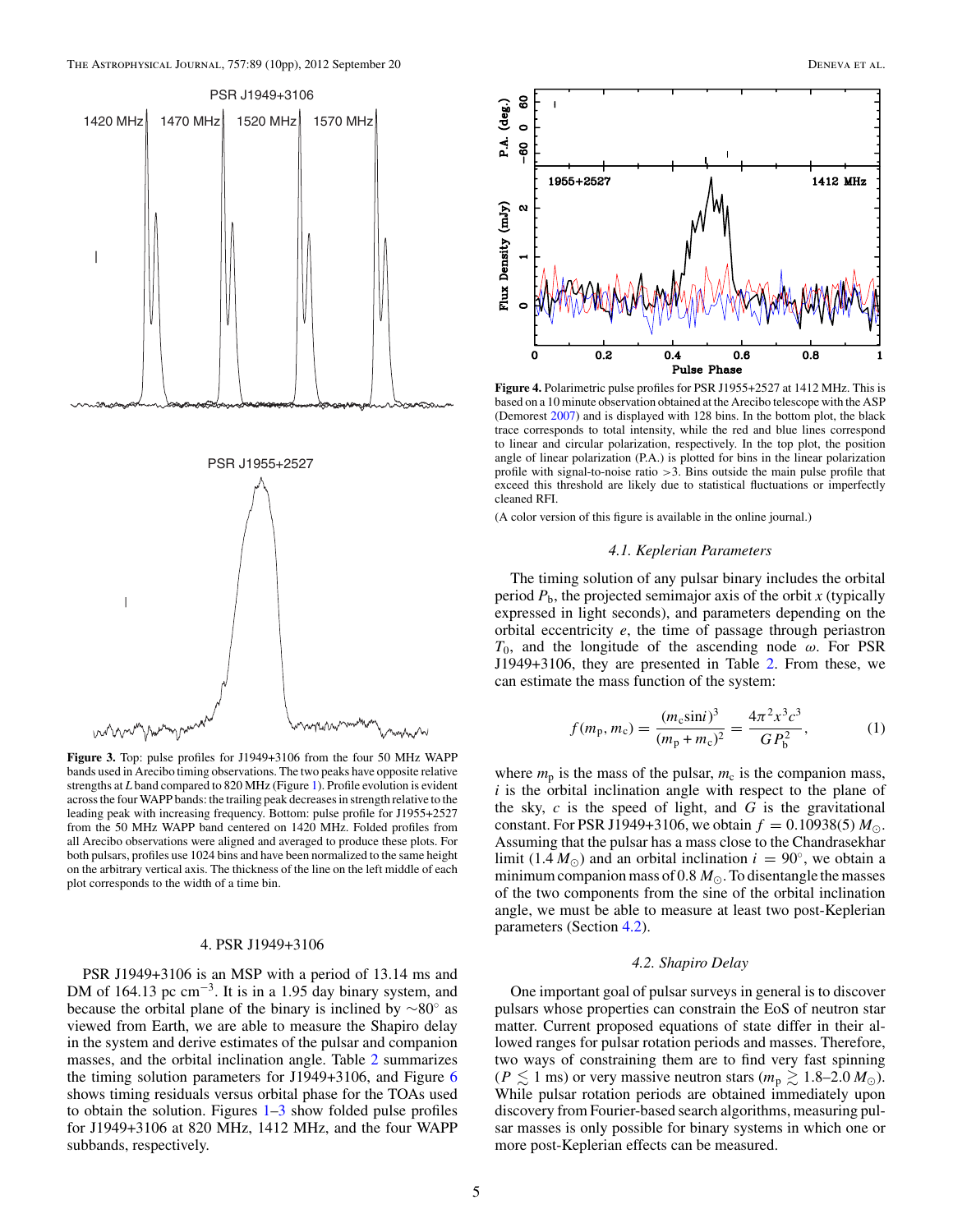**Figure 3.** Top: pulse profiles for J1949+3106 from the four 50 MHz WAPP bands used in Arecibo timing observations. The two peaks have opposite relative strengths at *L* band compared to 820 MHz (Figure 1). Profile evolution is evident across the four WAPP bands: the trailing peak decreases in strength relative to the leading peak with increasing frequency. Bottom: pulse profile for J1955+2527 from the 50 MHz WAPP band centered on 1420 MHz. Folded profiles from all Arecibo observations were aligned and averaged to produce these plots. For both pulsars, profiles use 1024 bins and have been normalized to the same height on the arbitrary vertical axis. The thickness of the line on the left middle of each plot corresponds to the width of a time bin.

## 4. PSR J1949+3106

PSR J1949+3106 is an MSP with a period of 13.14 ms and DM of 164.13 pc cm$^{-3}$. It is in a 1.95 day binary system, and because the orbital plane of the binary is inclined by $\sim 80^{\circ}$ as viewed from Earth, we are able to measure the Shapiro delay in the system and derive estimates of the pulsar and companion masses, and the orbital inclination angle. Table 2 summarizes the timing solution parameters for J1949+3106, and Figure 6 shows timing residuals versus orbital phase for the TOAs used to obtain the solution. Figures 1–3 show folded pulse profiles for J1949+3106 at 820 MHz, 1412 MHz, and the four WAPP subbands, respectively.

**Figure 4.** Polarimetric pulse profiles for PSR J1955+2527 at 1412 MHz. This is based on a 10 minute observation obtained at the Arecibo telescope with the ASP (Demorest 2007) and is displayed with 128 bins. In the bottom plot, the black trace corresponds to total intensity, while the red and blue lines correspond to linear and circular polarization, respectively. In the top plot, the position angle of linear polarization (P.A.) is plotted for bins in the linear polarization profile with signal-to-noise ratio >3. Bins outside the main pulse profile that exceed this threshold are likely due to statistical fluctuations or imperfectly cleaned RFI.

(A color version of this figure is available in the online journal.)

### 4.1. Keplerian Parameters

The timing solution of any pulsar binary includes the orbital period $P_b$, the projected semimajor axis of the orbit $x$ (typically expressed in light seconds), and parameters depending on the orbital eccentricity $e$, the time of passage through periastron $T_0$, and the longitude of the ascending node $\omega$. For PSR J1949+3106, they are presented in Table 2. From these, we can estimate the mass function of the system:

$$f(m_p, m_c) = \frac{(m_c \sin i)^3}{(m_p + m_c)^2} = \frac{4\pi^2 x^3 c^3}{G P_b^2}, \qquad (1)$$

where $m_p$ is the mass of the pulsar, $m_c$ is the companion mass, $i$ is the orbital inclination angle with respect to the plane of the sky, $c$ is the speed of light, and $G$ is the gravitational constant. For PSR J1949+3106, we obtain $f = 0.10938(5)\, M_{\odot}$. Assuming that the pulsar has a mass close to the Chandrasekhar limit ($1.4\, M_{\odot}$) and an orbital inclination $i = 90^{\circ}$, we obtain a minimum companion mass of $0.8\, M_{\odot}$. To disentangle the masses of the two components from the sine of the orbital inclination angle, we must be able to measure at least two post-Keplerian parameters (Section 4.2).

### 4.2. Shapiro Delay

One important goal of pulsar surveys in general is to discover pulsars whose properties can constrain the EoS of neutron star matter. Current proposed equations of state differ in their allowed ranges for pulsar rotation periods and masses. Therefore, two ways of constraining them are to find very fast spinning ($P \lesssim 1$ ms) or very massive neutron stars ($m_p \gtrsim 1.8$–$2.0\, M_{\odot}$). While pulsar rotation periods are obtained immediately upon discovery from Fourier-based search algorithms, measuring pulsar masses is only possible for binary systems in which one or more post-Keplerian effects can be measured.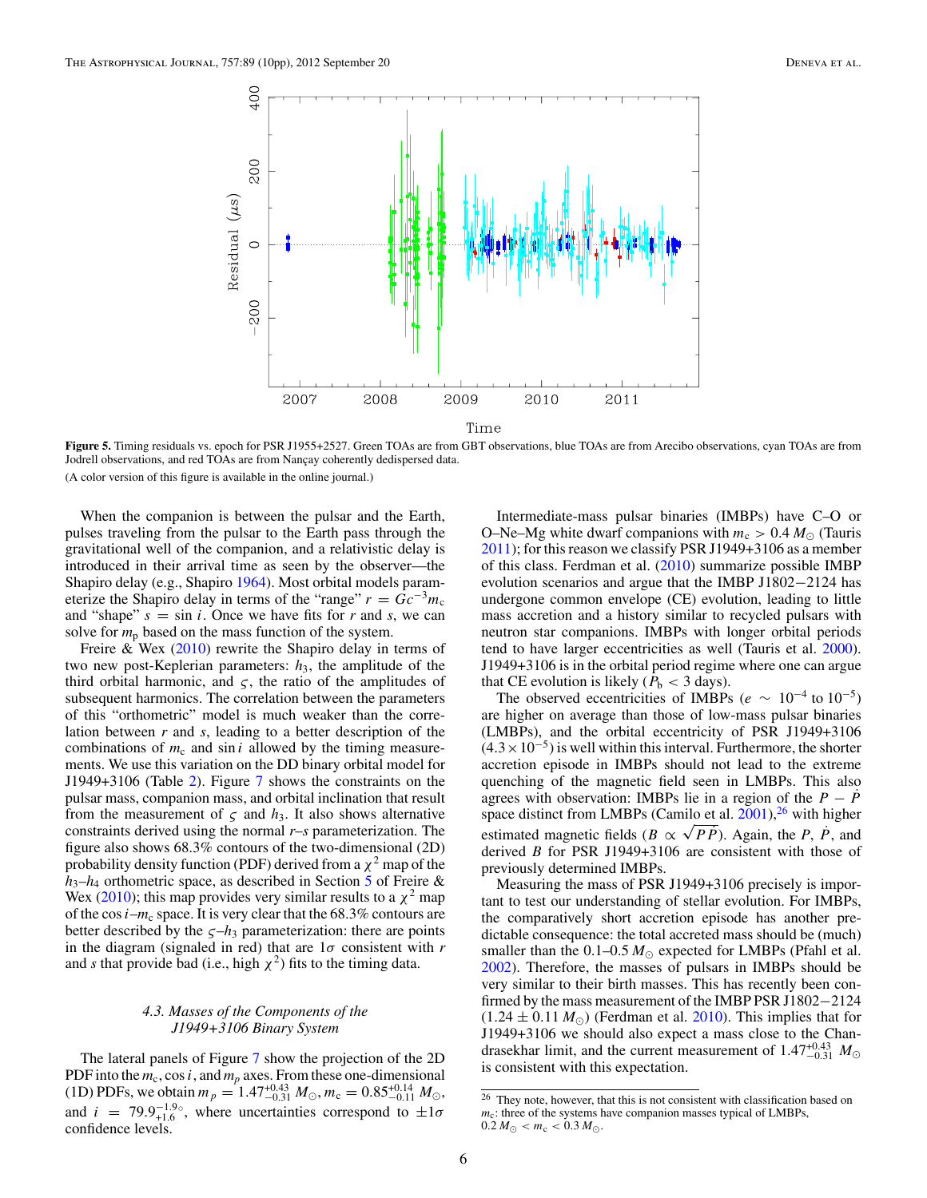Figure 5. Timing residuals vs. epoch for PSR J1955+2527. Green TOAs are from GBT observations, blue TOAs are from Arecibo observations, cyan TOAs are from Jodrell observations, and red TOAs are from Nançay coherently dedispersed data.

(A color version of this figure is available in the online journal.)

When the companion is between the pulsar and the Earth, pulses traveling from the pulsar to the Earth pass through the gravitational well of the companion, and a relativistic delay is introduced in their arrival time as seen by the observer—the Shapiro delay (e.g., Shapiro 1964). Most orbital models parameterize the Shapiro delay in terms of the "range" $r = Gc^{-3}m_c$ and "shape" $s = \sin i$. Once we have fits for $r$ and $s$, we can solve for $m_p$ based on the mass function of the system.

Freire & Wex (2010) rewrite the Shapiro delay in terms of two new post-Keplerian parameters: $h_3$, the amplitude of the third orbital harmonic, and $\varsigma$, the ratio of the amplitudes of subsequent harmonics. The correlation between the parameters of this "orthometric" model is much weaker than the correlation between $r$ and $s$, leading to a better description of the combinations of $m_c$ and $\sin i$ allowed by the timing measurements. We use this variation on the DD binary orbital model for J1949+3106 (Table 2). Figure 7 shows the constraints on the pulsar mass, companion mass, and orbital inclination that result from the measurement of $\varsigma$ and $h_3$. It also shows alternative constraints derived using the normal $r$–$s$ parameterization. The figure also shows 68.3% contours of the two-dimensional (2D) probability density function (PDF) derived from a $\chi^2$ map of the $h_3$–$h_4$ orthometric space, as described in Section 5 of Freire & Wex (2010); this map provides very similar results to a $\chi^2$ map of the $\cos i$–$m_c$ space. It is very clear that the 68.3% contours are better described by the $\varsigma$–$h_3$ parameterization: there are points in the diagram (signaled in red) that are $1\sigma$ consistent with $r$ and $s$ that provide bad (i.e., high $\chi^2$) fits to the timing data.

### *4.3. Masses of the Components of the J1949+3106 Binary System*

The lateral panels of Figure 7 show the projection of the 2D PDF into the $m_c$, $\cos i$, and $m_p$ axes. From these one-dimensional (1D) PDFs, we obtain $m_p = 1.47^{+0.43}_{-0.31}\,M_\odot$, $m_c = 0.85^{+0.14}_{-0.11}\,M_\odot$, and $i = 79.9^{+1.9\circ}_{-1.6}$, where uncertainties correspond to $\pm1\sigma$ confidence levels.

Intermediate-mass pulsar binaries (IMBPs) have C–O or O–Ne–Mg white dwarf companions with $m_c > 0.4\,M_\odot$ (Tauris 2011); for this reason we classify PSR J1949+3106 as a member of this class. Ferdman et al. (2010) summarize possible IMBP evolution scenarios and argue that the IMBP J1802−2124 has undergone common envelope (CE) evolution, leading to little mass accretion and a history similar to recycled pulsars with neutron star companions. IMBPs with longer orbital periods tend to have larger eccentricities as well (Tauris et al. 2000). J1949+3106 is in the orbital period regime where one can argue that CE evolution is likely ($P_b < 3$ days).

The observed eccentricities of IMBPs ($e \sim 10^{-4}$ to $10^{-5}$) are higher on average than those of low-mass pulsar binaries (LMBPs), and the orbital eccentricity of PSR J1949+3106 ($4.3 \times 10^{-5}$) is well within this interval. Furthermore, the shorter accretion episode in IMBPs should not lead to the extreme quenching of the magnetic field seen in LMBPs. This also agrees with observation: IMBPs lie in a region of the $P - \dot{P}$ space distinct from LMBPs (Camilo et al. 2001),[26] with higher estimated magnetic fields ($B \propto \sqrt{P\dot{P}}$). Again, the $P$, $\dot{P}$, and derived $B$ for PSR J1949+3106 are consistent with those of previously determined IMBPs.

Measuring the mass of PSR J1949+3106 precisely is important to test our understanding of stellar evolution. For IMBPs, the comparatively short accretion episode has another predictable consequence: the total accreted mass should be (much) smaller than the 0.1–0.5 $M_\odot$ expected for LMBPs (Pfahl et al. 2002). Therefore, the masses of pulsars in IMBPs should be very similar to their birth masses. This has recently been confirmed by the mass measurement of the IMBP PSR J1802−2124 ($1.24 \pm 0.11\,M_\odot$) (Ferdman et al. 2010). This implies that for J1949+3106 we should also expect a mass close to the Chandrasekhar limit, and the current measurement of $1.47^{+0.43}_{-0.31}\,M_\odot$ is consistent with this expectation.

[26] They note, however, that this is not consistent with classification based on $m_c$: three of the systems have companion masses typical of LMBPs, $0.2\,M_\odot < m_c < 0.3\,M_\odot$.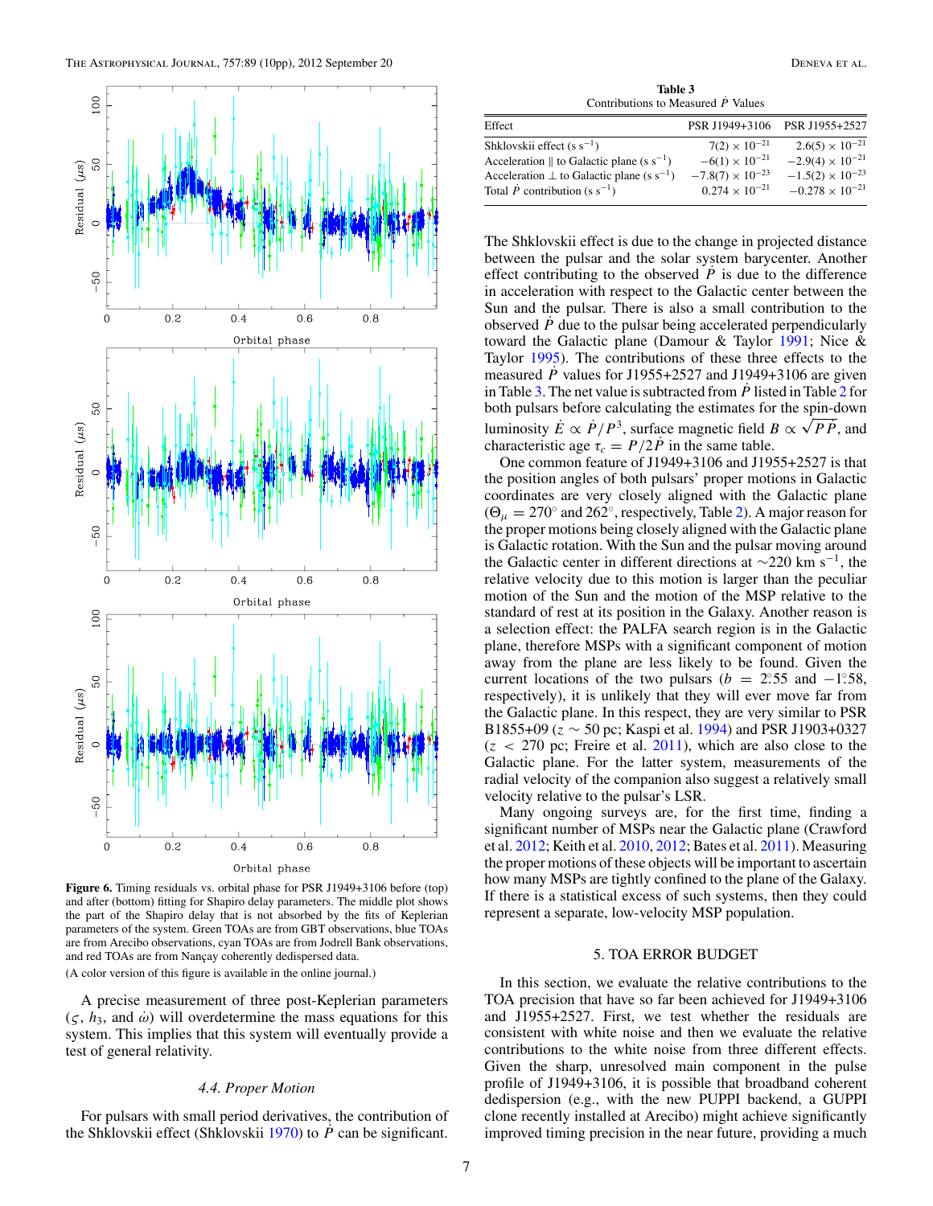Figure 6. Timing residuals vs. orbital phase for PSR J1949+3106 before (top) and after (bottom) fitting for Shapiro delay parameters. The middle plot shows the part of the Shapiro delay that is not absorbed by the fits of Keplerian parameters of the system. Green TOAs are from GBT observations, blue TOAs are from Arecibo observations, cyan TOAs are from Jodrell Bank observations, and red TOAs are from Nançay coherently dedispersed data.

(A color version of this figure is available in the online journal.)

A precise measurement of three post-Keplerian parameters ($\varsigma$, $h_3$, and $\dot{\omega}$) will overdetermine the mass equations for this system. This implies that this system will eventually provide a test of general relativity.

### 4.4. Proper Motion

For pulsars with small period derivatives, the contribution of the Shklovskii effect (Shklovskii 1970) to $\dot{P}$ can be significant.

**Table 3**
Contributions to Measured $\dot{P}$ Values

| Effect | PSR J1949+3106 | PSR J1955+2527 |
|---|---|---|
| Shklovskii effect (s s$^{-1}$) | $7(2) \times 10^{-21}$ | $2.6(5) \times 10^{-21}$ |
| Acceleration $\parallel$ to Galactic plane (s s$^{-1}$) | $-6(1) \times 10^{-21}$ | $-2.9(4) \times 10^{-21}$ |
| Acceleration $\perp$ to Galactic plane (s s$^{-1}$) | $-7.8(7) \times 10^{-23}$ | $-1.5(2) \times 10^{-23}$ |
| Total $\dot{P}$ contribution (s s$^{-1}$) | $0.274 \times 10^{-21}$ | $-0.278 \times 10^{-21}$ |

The Shklovskii effect is due to the change in projected distance between the pulsar and the solar system barycenter. Another effect contributing to the observed $\dot{P}$ is due to the difference in acceleration with respect to the Galactic center between the Sun and the pulsar. There is also a small contribution to the observed $\dot{P}$ due to the pulsar being accelerated perpendicularly toward the Galactic plane (Damour & Taylor 1991; Nice & Taylor 1995). The contributions of these three effects to the measured $\dot{P}$ values for J1955+2527 and J1949+3106 are given in Table 3. The net value is subtracted from $\dot{P}$ listed in Table 2 for both pulsars before calculating the estimates for the spin-down luminosity $\dot{E} \propto \dot{P}/P^3$, surface magnetic field $B \propto \sqrt{P\dot{P}}$, and characteristic age $\tau_c = P/2\dot{P}$ in the same table.

One common feature of J1949+3106 and J1955+2527 is that the position angles of both pulsars' proper motions in Galactic coordinates are very closely aligned with the Galactic plane ($\Theta_\mu = 270°$ and $262°$, respectively, Table 2). A major reason for the proper motions being closely aligned with the Galactic plane is Galactic rotation. With the Sun and the pulsar moving around the Galactic center in different directions at $\sim$220 km s$^{-1}$, the relative velocity due to this motion is larger than the peculiar motion of the Sun and the motion of the MSP relative to the standard of rest at its position in the Galaxy. Another reason is a selection effect: the PALFA search region is in the Galactic plane, therefore MSPs with a significant component of motion away from the plane are less likely to be found. Given the current locations of the two pulsars ($b = 2.°55$ and $-1.°58$, respectively), it is unlikely that they will ever move far from the Galactic plane. In this respect, they are very similar to PSR B1855+09 ($z \sim 50$ pc; Kaspi et al. 1994) and PSR J1903+0327 ($z < 270$ pc; Freire et al. 2011), which are also close to the Galactic plane. For the latter system, measurements of the radial velocity of the companion also suggest a relatively small velocity relative to the pulsar's LSR.

Many ongoing surveys are, for the first time, finding a significant number of MSPs near the Galactic plane (Crawford et al. 2012; Keith et al. 2010, 2012; Bates et al. 2011). Measuring the proper motions of these objects will be important to ascertain how many MSPs are tightly confined to the plane of the Galaxy. If there is a statistical excess of such systems, then they could represent a separate, low-velocity MSP population.

## 5. TOA ERROR BUDGET

In this section, we evaluate the relative contributions to the TOA precision that have so far been achieved for J1949+3106 and J1955+2527. First, we test whether the residuals are consistent with white noise and then we evaluate the relative contributions to the white noise from three different effects. Given the sharp, unresolved main component in the pulse profile of J1949+3106, it is possible that broadband coherent dedispersion (e.g., with the new PUPPI backend, a GUPPI clone recently installed at Arecibo) might achieve significantly improved timing precision in the near future, providing a much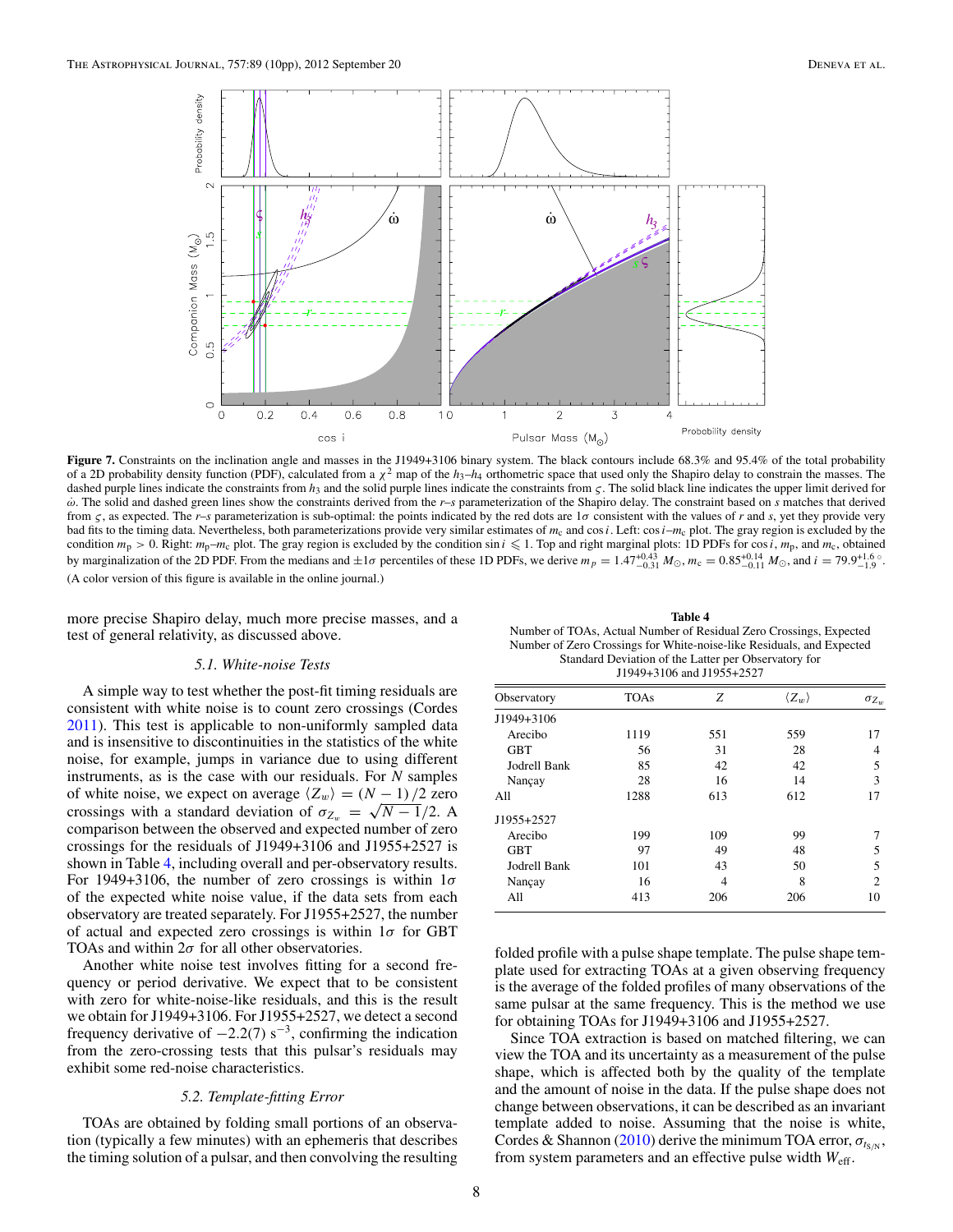**Figure 7.** Constraints on the inclination angle and masses in the J1949+3106 binary system. The black contours include 68.3% and 95.4% of the total probability of a 2D probability density function (PDF), calculated from a $\chi^2$ map of the $h_3$–$h_4$ orthometric space that used only the Shapiro delay to constrain the masses. The dashed purple lines indicate the constraints from $h_3$ and the solid purple lines indicate the constraints from $\varsigma$. The solid black line indicates the upper limit derived for $\dot{\omega}$. The solid and dashed green lines show the constraints derived from the $r$–$s$ parameterization of the Shapiro delay. The constraint based on $s$ matches that derived from $\varsigma$, as expected. The $r$–$s$ parameterization is sub-optimal: the points indicated by the red dots are $1\sigma$ consistent with the values of $r$ and $s$, yet they provide very bad fits to the timing data. Nevertheless, both parameterizations provide very similar estimates of $m_c$ and $\cos i$. Left: $\cos i$–$m_c$ plot. The gray region is excluded by the condition $m_p > 0$. Right: $m_p$–$m_c$ plot. The gray region is excluded by the condition $\sin i \leqslant 1$. Top and right marginal plots: 1D PDFs for $\cos i$, $m_p$, and $m_c$, obtained by marginalization of the 2D PDF. From the medians and $\pm 1\sigma$ percentiles of these 1D PDFs, we derive $m_p = 1.47^{+0.43}_{-0.31}\,M_\odot$, $m_c = 0.85^{+0.14}_{-0.11}\,M_\odot$, and $i = 79.9^{+1.6}_{-1.9}{}^\circ$.
(A color version of this figure is available in the online journal.)

more precise Shapiro delay, much more precise masses, and a test of general relativity, as discussed above.

### 5.1. White-noise Tests

A simple way to test whether the post-fit timing residuals are consistent with white noise is to count zero crossings (Cordes 2011). This test is applicable to non-uniformly sampled data and is insensitive to discontinuities in the statistics of the white noise, for example, jumps in variance due to using different instruments, as is the case with our residuals. For $N$ samples of white noise, we expect on average $\langle Z_w \rangle = (N-1)/2$ zero crossings with a standard deviation of $\sigma_{Z_w} = \sqrt{N-1}/2$. A comparison between the observed and expected number of zero crossings for the residuals of J1949+3106 and J1955+2527 is shown in Table 4, including overall and per-observatory results. For 1949+3106, the number of zero crossings is within $1\sigma$ of the expected white noise value, if the data sets from each observatory are treated separately. For J1955+2527, the number of actual and expected zero crossings is within $1\sigma$ for GBT TOAs and within $2\sigma$ for all other observatories.

Another white noise test involves fitting for a second frequency or period derivative. We expect that to be consistent with zero for white-noise-like residuals, and this is the result we obtain for J1949+3106. For J1955+2527, we detect a second frequency derivative of $-2.2(7)$ s$^{-3}$, confirming the indication from the zero-crossing tests that this pulsar's residuals may exhibit some red-noise characteristics.

**Table 4**
Number of TOAs, Actual Number of Residual Zero Crossings, Expected Number of Zero Crossings for White-noise-like Residuals, and Expected Standard Deviation of the Latter per Observatory for J1949+3106 and J1955+2527

| Observatory | TOAs | $Z$ | $\langle Z_w \rangle$ | $\sigma_{Z_w}$ |
|---|---|---|---|---|
| J1949+3106 | | | | |
| Arecibo | 1119 | 551 | 559 | 17 |
| GBT | 56 | 31 | 28 | 4 |
| Jodrell Bank | 85 | 42 | 42 | 5 |
| Nançay | 28 | 16 | 14 | 3 |
| All | 1288 | 613 | 612 | 17 |
| J1955+2527 | | | | |
| Arecibo | 199 | 109 | 99 | 7 |
| GBT | 97 | 49 | 48 | 5 |
| Jodrell Bank | 101 | 43 | 50 | 5 |
| Nançay | 16 | 4 | 8 | 2 |
| All | 413 | 206 | 206 | 10 |

### 5.2. Template-fitting Error

TOAs are obtained by folding small portions of an observation (typically a few minutes) with an ephemeris that describes the timing solution of a pulsar, and then convolving the resulting folded profile with a pulse shape template. The pulse shape template used for extracting TOAs at a given observing frequency is the average of the folded profiles of many observations of the same pulsar at the same frequency. This is the method we use for obtaining TOAs for J1949+3106 and J1955+2527.

Since TOA extraction is based on matched filtering, we can view the TOA and its uncertainty as a measurement of the pulse shape, which is affected both by the quality of the template and the amount of noise in the data. If the pulse shape does not change between observations, it can be described as an invariant template added to noise. Assuming that the noise is white, Cordes & Shannon (2010) derive the minimum TOA error, $\sigma_{t_{S/N}}$, from system parameters and an effective pulse width $W_{\mathrm{eff}}$.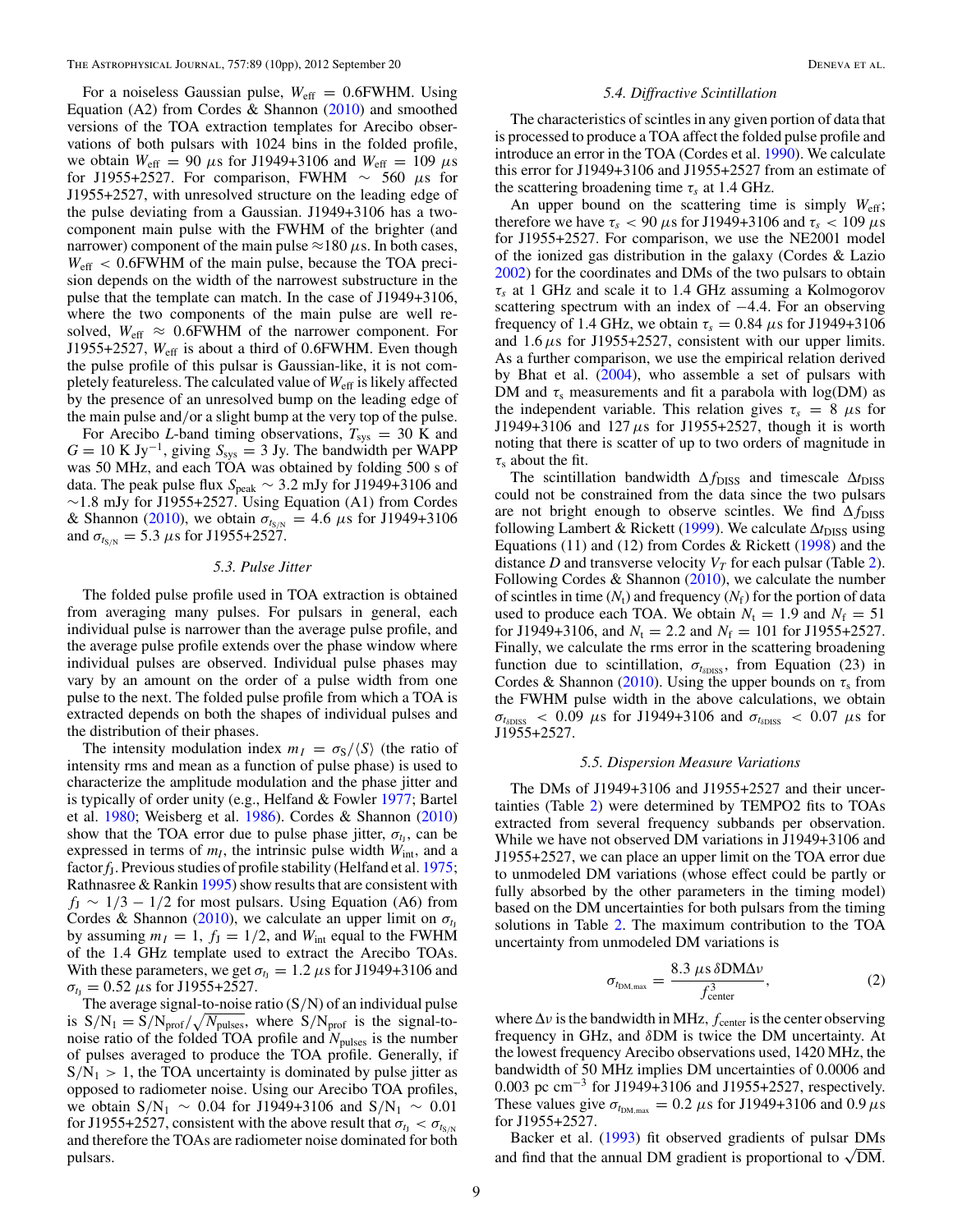For a noiseless Gaussian pulse, $W_{\rm eff} = 0.6{\rm FWHM}$. Using Equation (A2) from Cordes & Shannon (2010) and smoothed versions of the TOA extraction templates for Arecibo observations of both pulsars with 1024 bins in the folded profile, we obtain $W_{\rm eff} = 90\ \mu$s for J1949+3106 and $W_{\rm eff} = 109\ \mu$s for J1955+2527. For comparison, FWHM $\sim$ 560 $\mu$s for J1955+2527, with unresolved structure on the leading edge of the pulse deviating from a Gaussian. J1949+3106 has a two-component main pulse with the FWHM of the brighter (and narrower) component of the main pulse $\approx$180 $\mu$s. In both cases, $W_{\rm eff} < 0.6{\rm FWHM}$ of the main pulse, because the TOA precision depends on the width of the narrowest substructure in the pulse that the template can match. In the case of J1949+3106, where the two components of the main pulse are well resolved, $W_{\rm eff} \approx 0.6{\rm FWHM}$ of the narrower component. For J1955+2527, $W_{\rm eff}$ is about a third of 0.6FWHM. Even though the pulse profile of this pulsar is Gaussian-like, it is not completely featureless. The calculated value of $W_{\rm eff}$ is likely affected by the presence of an unresolved bump on the leading edge of the main pulse and/or a slight bump at the very top of the pulse.

For Arecibo $L$-band timing observations, $T_{\rm sys}$ = 30 K and $G = 10$ K Jy$^{-1}$, giving $S_{\rm sys} = 3$ Jy. The bandwidth per WAPP was 50 MHz, and each TOA was obtained by folding 500 s of data. The peak pulse flux $S_{\rm peak} \sim 3.2$ mJy for J1949+3106 and $\sim$1.8 mJy for J1955+2527. Using Equation (A1) from Cordes & Shannon (2010), we obtain $\sigma_{t_{S/N}} = 4.6\ \mu$s for J1949+3106 and $\sigma_{t_{S/N}} = 5.3\ \mu$s for J1955+2527.

### 5.3. Pulse Jitter

The folded pulse profile used in TOA extraction is obtained from averaging many pulses. For pulsars in general, each individual pulse is narrower than the average pulse profile, and the average pulse profile extends over the phase window where individual pulses are observed. Individual pulse phases may vary by an amount on the order of a pulse width from one pulse to the next. The folded pulse profile from which a TOA is extracted depends on both the shapes of individual pulses and the distribution of their phases.

The intensity modulation index $m_I = \sigma_S/\langle S\rangle$ (the ratio of intensity rms and mean as a function of pulse phase) is used to characterize the amplitude modulation and the phase jitter and is typically of order unity (e.g., Helfand & Fowler 1977; Bartel et al. 1980; Weisberg et al. 1986). Cordes & Shannon (2010) show that the TOA error due to pulse phase jitter, $\sigma_{t_J}$, can be expressed in terms of $m_I$, the intrinsic pulse width $W_{\rm int}$, and a factor $f_{\rm J}$. Previous studies of profile stability (Helfand et al. 1975; Rathnasree & Rankin 1995) show results that are consistent with $f_{\rm J} \sim 1/3 - 1/2$ for most pulsars. Using Equation (A6) from Cordes & Shannon (2010), we calculate an upper limit on $\sigma_{t_J}$ by assuming $m_I = 1$, $f_{\rm J} = 1/2$, and $W_{\rm int}$ equal to the FWHM of the 1.4 GHz template used to extract the Arecibo TOAs. With these parameters, we get $\sigma_{t_J} = 1.2\ \mu$s for J1949+3106 and $\sigma_{t_J} = 0.52\ \mu$s for J1955+2527.

The average signal-to-noise ratio (S/N) of an individual pulse is ${\rm S/N_1} = {\rm S/N_{prof}}/\sqrt{N_{\rm pulses}}$, where ${\rm S/N_{prof}}$ is the signal-to-noise ratio of the folded TOA profile and $N_{\rm pulses}$ is the number of pulses averaged to produce the TOA profile. Generally, if ${\rm S/N_1} > 1$, the TOA uncertainty is dominated by pulse jitter as opposed to radiometer noise. Using our Arecibo TOA profiles, we obtain ${\rm S/N_1} \sim 0.04$ for J1949+3106 and ${\rm S/N_1} \sim 0.01$ for J1955+2527, consistent with the above result that $\sigma_{t_J} < \sigma_{t_{S/N}}$ and therefore the TOAs are radiometer noise dominated for both pulsars.

### 5.4. Diffractive Scintillation

The characteristics of scintles in any given portion of data that is processed to produce a TOA affect the folded pulse profile and introduce an error in the TOA (Cordes et al. 1990). We calculate this error for J1949+3106 and J1955+2527 from an estimate of the scattering broadening time $\tau_s$ at 1.4 GHz.

An upper bound on the scattering time is simply $W_{\rm eff}$; therefore we have $\tau_s < 90\ \mu$s for J1949+3106 and $\tau_s < 109\ \mu$s for J1955+2527. For comparison, we use the NE2001 model of the ionized gas distribution in the galaxy (Cordes & Lazio 2002) for the coordinates and DMs of the two pulsars to obtain $\tau_s$ at 1 GHz and scale it to 1.4 GHz assuming a Kolmogorov scattering spectrum with an index of $-4.4$. For an observing frequency of 1.4 GHz, we obtain $\tau_s = 0.84\ \mu$s for J1949+3106 and $1.6\ \mu$s for J1955+2527, consistent with our upper limits. As a further comparison, we use the empirical relation derived by Bhat et al. (2004), who assemble a set of pulsars with DM and $\tau_s$ measurements and fit a parabola with log(DM) as the independent variable. This relation gives $\tau_s = 8\ \mu$s for J1949+3106 and $127\ \mu$s for J1955+2527, though it is worth noting that there is scatter of up to two orders of magnitude in $\tau_s$ about the fit.

The scintillation bandwidth $\Delta f_{\rm DISS}$ and timescale $\Delta t_{\rm DISS}$ could not be constrained from the data since the two pulsars are not bright enough to observe scintles. We find $\Delta f_{\rm DISS}$ following Lambert & Rickett (1999). We calculate $\Delta t_{\rm DISS}$ using Equations (11) and (12) from Cordes & Rickett (1998) and the distance $D$ and transverse velocity $V_T$ for each pulsar (Table 2). Following Cordes & Shannon (2010), we calculate the number of scintles in time ($N_{\rm t}$) and frequency ($N_{\rm f}$) for the portion of data used to produce each TOA. We obtain $N_{\rm t} = 1.9$ and $N_{\rm f} = 51$ for J1949+3106, and $N_{\rm t} = 2.2$ and $N_{\rm f} = 101$ for J1955+2527. Finally, we calculate the rms error in the scattering broadening function due to scintillation, $\sigma_{t_{\delta{\rm DISS}}}$, from Equation (23) in Cordes & Shannon (2010). Using the upper bounds on $\tau_s$ from the FWHM pulse width in the above calculations, we obtain $\sigma_{t_{\delta{\rm DISS}}} < 0.09\ \mu$s for J1949+3106 and $\sigma_{t_{\delta{\rm DISS}}} < 0.07\ \mu$s for J1955+2527.

### 5.5. Dispersion Measure Variations

The DMs of J1949+3106 and J1955+2527 and their uncertainties (Table 2) were determined by TEMPO2 fits to TOAs extracted from several frequency subbands per observation. While we have not observed DM variations in J1949+3106 and J1955+2527, we can place an upper limit on the TOA error due to unmodeled DM variations (whose effect could be partly or fully absorbed by the other parameters in the timing model) based on the DM uncertainties for both pulsars from the timing solutions in Table 2. The maximum contribution to the TOA uncertainty from unmodeled DM variations is

$$\sigma_{t_{\rm DM,max}} = \frac{8.3\ \mu{\rm s}\, \delta{\rm DM}\Delta\nu}{f^3_{\rm center}}, \tag{2}$$

where $\Delta\nu$ is the bandwidth in MHz, $f_{\rm center}$ is the center observing frequency in GHz, and $\delta$DM is twice the DM uncertainty. At the lowest frequency Arecibo observations used, 1420 MHz, the bandwidth of 50 MHz implies DM uncertainties of 0.0006 and 0.003 pc cm$^{-3}$ for J1949+3106 and J1955+2527, respectively. These values give $\sigma_{t_{\rm DM,max}} = 0.2\ \mu$s for J1949+3106 and $0.9\ \mu$s for J1955+2527.

Backer et al. (1993) fit observed gradients of pulsar DMs and find that the annual DM gradient is proportional to $\sqrt{\rm DM}$.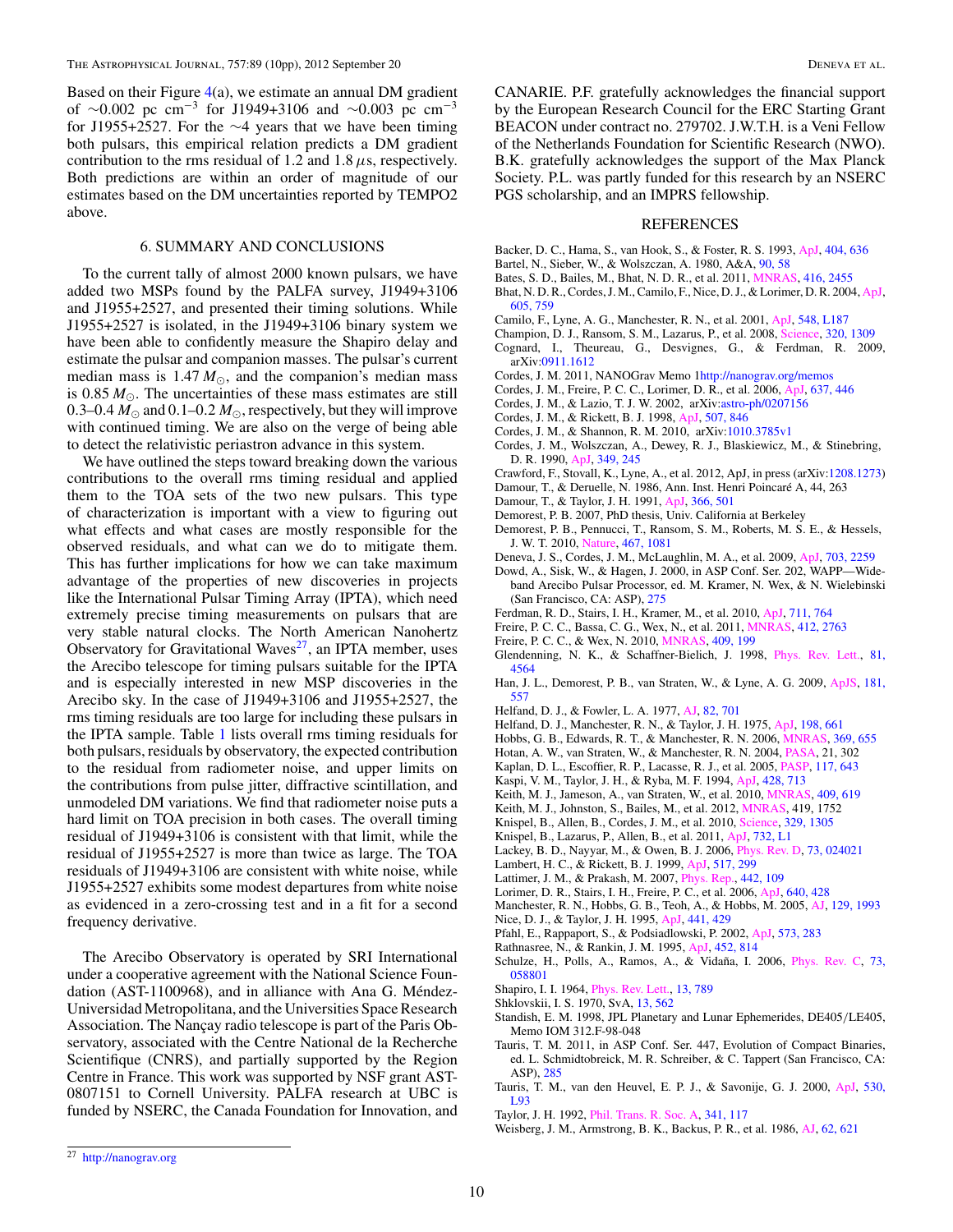Based on their Figure 4(a), we estimate an annual DM gradient of $\sim$0.002 pc cm$^{-3}$ for J1949+3106 and $\sim$0.003 pc cm$^{-3}$ for J1955+2527. For the $\sim$4 years that we have been timing both pulsars, this empirical relation predicts a DM gradient contribution to the rms residual of 1.2 and 1.8 $\mu$s, respectively. Both predictions are within an order of magnitude of our estimates based on the DM uncertainties reported by TEMPO2 above.

## 6. SUMMARY AND CONCLUSIONS

To the current tally of almost 2000 known pulsars, we have added two MSPs found by the PALFA survey, J1949+3106 and J1955+2527, and presented their timing solutions. While J1955+2527 is isolated, in the J1949+3106 binary system we have been able to confidently measure the Shapiro delay and estimate the pulsar and companion masses. The pulsar's current median mass is 1.47 $M_\odot$, and the companion's median mass is 0.85 $M_\odot$. The uncertainties of these mass estimates are still 0.3–0.4 $M_\odot$ and 0.1–0.2 $M_\odot$, respectively, but they will improve with continued timing. We are also on the verge of being able to detect the relativistic periastron advance in this system.

We have outlined the steps toward breaking down the various contributions to the overall rms timing residual and applied them to the TOA sets of the two new pulsars. This type of characterization is important with a view to figuring out what effects and what cases are mostly responsible for the observed residuals, and what can we do to mitigate them. This has further implications for how we can take maximum advantage of the properties of new discoveries in projects like the International Pulsar Timing Array (IPTA), which need extremely precise timing measurements on pulsars that are very stable natural clocks. The North American Nanohertz Observatory for Gravitational Waves[27], an IPTA member, uses the Arecibo telescope for timing pulsars suitable for the IPTA and is especially interested in new MSP discoveries in the Arecibo sky. In the case of J1949+3106 and J1955+2527, the rms timing residuals are too large for including these pulsars in the IPTA sample. Table 1 lists overall rms timing residuals for both pulsars, residuals by observatory, the expected contribution to the residual from radiometer noise, and upper limits on the contributions from pulse jitter, diffractive scintillation, and unmodeled DM variations. We find that radiometer noise puts a hard limit on TOA precision in both cases. The overall timing residual of J1949+3106 is consistent with that limit, while the residual of J1955+2527 is more than twice as large. The TOA residuals of J1949+3106 are consistent with white noise, while J1955+2527 exhibits some modest departures from white noise as evidenced in a zero-crossing test and in a fit for a second frequency derivative.

The Arecibo Observatory is operated by SRI International under a cooperative agreement with the National Science Foundation (AST-1100968), and in alliance with Ana G. Méndez-Universidad Metropolitana, and the Universities Space Research Association. The Nançay radio telescope is part of the Paris Observatory, associated with the Centre National de la Recherche Scientifique (CNRS), and partially supported by the Region Centre in France. This work was supported by NSF grant AST-0807151 to Cornell University. PALFA research at UBC is funded by NSERC, the Canada Foundation for Innovation, and CANARIE. P.F. gratefully acknowledges the financial support by the European Research Council for the ERC Starting Grant BEACON under contract no. 279702. J.W.T.H. is a Veni Fellow of the Netherlands Foundation for Scientific Research (NWO). B.K. gratefully acknowledges the support of the Max Planck Society. P.L. was partly funded for this research by an NSERC PGS scholarship, and an IMPRS fellowship.

[27] http://nanograv.org

## REFERENCES

Backer, D. C., Hama, S., van Hook, S., & Foster, R. S. 1993, ApJ, 404, 636
Bartel, N., Sieber, W., & Wolszczan, A. 1980, A&A, 90, 58
Bates, S. D., Bailes, M., Bhat, N. D. R., et al. 2011, MNRAS, 416, 2455
Bhat, N. D. R., Cordes, J. M., Camilo, F., Nice, D. J., & Lorimer, D. R. 2004, ApJ, 605, 759
Camilo, F., Lyne, A. G., Manchester, R. N., et al. 2001, ApJ, 548, L187
Champion, D. J., Ransom, S. M., Lazarus, P., et al. 2008, Science, 320, 1309
Cognard, I., Theureau, G., Desvignes, G., & Ferdman, R. 2009, arXiv:0911.1612
Cordes, J. M. 2011, NANOGrav Memo 1http://nanograv.org/memos
Cordes, J. M., Freire, P. C. C., Lorimer, D. R., et al. 2006, ApJ, 637, 446
Cordes, J. M., & Lazio, T. J. W. 2002, arXiv:astro-ph/0207156
Cordes, J. M., & Rickett, B. J. 1998, ApJ, 507, 846
Cordes, J. M., & Shannon, R. M. 2010, arXiv:1010.3785v1
Cordes, J. M., Wolszczan, A., Dewey, R. J., Blaskiewicz, M., & Stinebring, D. R. 1990, ApJ, 349, 245
Crawford, F., Stovall, K., Lyne, A., et al. 2012, ApJ, in press (arXiv:1208.1273)
Damour, T., & Deruelle, N. 1986, Ann. Inst. Henri Poincaré A, 44, 263
Damour, T., & Taylor, J. H. 1991, ApJ, 366, 501
Demorest, P. B. 2007, PhD thesis, Univ. California at Berkeley
Demorest, P. B., Pennucci, T., Ransom, S. M., Roberts, M. S. E., & Hessels, J. W. T. 2010, Nature, 467, 1081
Deneva, J. S., Cordes, J. M., McLaughlin, M. A., et al. 2009, ApJ, 703, 2259
Dowd, A., Sisk, W., & Hagen, J. 2000, in ASP Conf. Ser. 202, WAPP—Wideband Arecibo Pulsar Processor, ed. M. Kramer, N. Wex, & N. Wielebinski (San Francisco, CA: ASP), 275
Ferdman, R. D., Stairs, I. H., Kramer, M., et al. 2010, ApJ, 711, 764
Freire, P. C. C., Bassa, C. G., Wex, N., et al. 2011, MNRAS, 412, 2763
Freire, P. C. C., & Wex, N. 2010, MNRAS, 409, 199
Glendenning, N. K., & Schaffner-Bielich, J. 1998, Phys. Rev. Lett., 81, 4564
Han, J. L., Demorest, P. B., van Straten, W., & Lyne, A. G. 2009, ApJS, 181, 557
Helfand, D. J., & Fowler, L. A. 1977, AJ, 82, 701
Helfand, D. J., Manchester, R. N., & Taylor, J. H. 1975, ApJ, 198, 661
Hobbs, G. B., Edwards, R. T., & Manchester, R. N. 2006, MNRAS, 369, 655
Hotan, A. W., van Straten, W., & Manchester, R. N. 2004, PASA, 21, 302
Kaplan, D. L., Escoffier, R. P., Lacasse, R. J., et al. 2005, PASP, 117, 643
Kaspi, V. M., Taylor, J. H., & Ryba, M. F. 1994, ApJ, 428, 713
Keith, M. J., Jameson, A., van Straten, W., et al. 2010, MNRAS, 409, 619
Keith, M. J., Johnston, S., Bailes, M., et al. 2012, MNRAS, 419, 1752
Knispel, B., Allen, B., Cordes, J. M., et al. 2010, Science, 329, 1305
Knispel, B., Lazarus, P., Allen, B., et al. 2011, ApJ, 732, L1
Lackey, B. D., Nayyar, M., & Owen, B. J. 2006, Phys. Rev. D, 73, 024021
Lambert, H. C., & Rickett, B. J. 1999, ApJ, 517, 299
Lattimer, J. M., & Prakash, M. 2007, Phys. Rep., 442, 109
Lorimer, D. R., Stairs, I. H., Freire, P. C., et al. 2006, ApJ, 640, 428
Manchester, R. N., Hobbs, G. B., Teoh, A., & Hobbs, M. 2005, AJ, 129, 1993
Nice, D. J., & Taylor, J. H. 1995, ApJ, 441, 429
Pfahl, E., Rappaport, S., & Podsiadlowski, P. 2002, ApJ, 573, 283
Rathnasree, N., & Rankin, J. M. 1995, ApJ, 452, 814
Schulze, H., Polls, A., Ramos, A., & Vidaña, I. 2006, Phys. Rev. C, 73, 058801
Shapiro, I. I. 1964, Phys. Rev. Lett., 13, 789
Shklovskii, I. S. 1970, SvA, 13, 562
Standish, E. M. 1998, JPL Planetary and Lunar Ephemerides, DE405/LE405, Memo IOM 312.F-98-048
Tauris, T. M. 2011, in ASP Conf. Ser. 447, Evolution of Compact Binaries, ed. L. Schmidtobreick, M. R. Schreiber, & C. Tappert (San Francisco, CA: ASP), 285
Tauris, T. M., van den Heuvel, E. P. J., & Savonije, G. J. 2000, ApJ, 530, L93
Taylor, J. H. 1992, Phil. Trans. R. Soc. A, 341, 117
Weisberg, J. M., Armstrong, B. K., Backus, P. R., et al. 1986, AJ, 62, 621